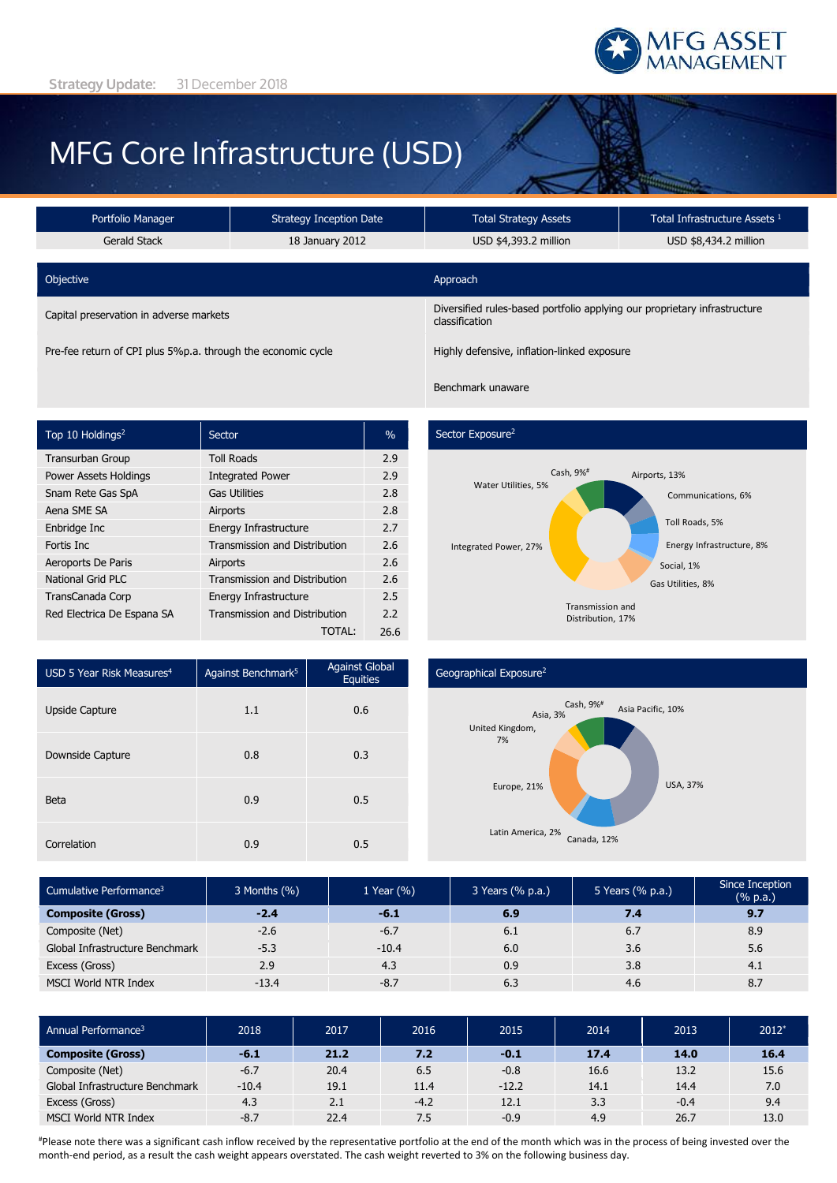Strategy Update: 31 December 2018

MFG ASSET MANAGEMENT

# MFG Core Infrastructure (USD)

| Portfolio Manager | Strategy Inception Date | Total Strategy Assets | Total Infrastructure Assets [1] |
|---|---|---|---|
| Gerald Stack | 18 January 2012 | USD $4,393.2 million | USD $8,434.2 million |

| Objective | Approach |
|---|---|
| Capital preservation in adverse markets | Diversified rules-based portfolio applying our proprietary infrastructure classification |
| Pre-fee return of CPI plus 5%p.a. through the economic cycle | Highly defensive, inflation-linked exposure |
| | Benchmark unaware |

| Top 10 Holdings[2] | Sector | % |
|---|---|---|
| Transurban Group | Toll Roads | 2.9 |
| Power Assets Holdings | Integrated Power | 2.9 |
| Snam Rete Gas SpA | Gas Utilities | 2.8 |
| Aena SME SA | Airports | 2.8 |
| Enbridge Inc | Energy Infrastructure | 2.7 |
| Fortis Inc | Transmission and Distribution | 2.6 |
| Aeroports De Paris | Airports | 2.6 |
| National Grid PLC | Transmission and Distribution | 2.6 |
| TransCanada Corp | Energy Infrastructure | 2.5 |
| Red Electrica De Espana SA | Transmission and Distribution | 2.2 |
| | TOTAL: | 26.6 |

**Sector Exposure[2]**

Cash, 9%#; Airports, 13%; Communications, 6%; Toll Roads, 5%; Energy Infrastructure, 8%; Social, 1%; Gas Utilities, 8%; Transmission and Distribution, 17%; Integrated Power, 27%; Water Utilities, 5%

| USD 5 Year Risk Measures[4] | Against Benchmark[5] | Against Global Equities |
|---|---|---|
| Upside Capture | 1.1 | 0.6 |
| Downside Capture | 0.8 | 0.3 |
| Beta | 0.9 | 0.5 |
| Correlation | 0.9 | 0.5 |

**Geographical Exposure[2]**

Cash, 9%#; Asia Pacific, 10%; USA, 37%; Canada, 12%; Latin America, 2%; Europe, 21%; United Kingdom, 7%; Asia, 3%

| Cumulative Performance[3] | 3 Months (%) | 1 Year (%) | 3 Years (% p.a.) | 5 Years (% p.a.) | Since Inception (% p.a.) |
|---|---|---|---|---|---|
| **Composite (Gross)** | **-2.4** | **-6.1** | **6.9** | **7.4** | **9.7** |
| Composite (Net) | -2.6 | -6.7 | 6.1 | 6.7 | 8.9 |
| Global Infrastructure Benchmark | -5.3 | -10.4 | 6.0 | 3.6 | 5.6 |
| Excess (Gross) | 2.9 | 4.3 | 0.9 | 3.8 | 4.1 |
| MSCI World NTR Index | -13.4 | -8.7 | 6.3 | 4.6 | 8.7 |

| Annual Performance[3] | 2018 | 2017 | 2016 | 2015 | 2014 | 2013 | 2012* |
|---|---|---|---|---|---|---|---|
| **Composite (Gross)** | **-6.1** | **21.2** | **7.2** | **-0.1** | **17.4** | **14.0** | **16.4** |
| Composite (Net) | -6.7 | 20.4 | 6.5 | -0.8 | 16.6 | 13.2 | 15.6 |
| Global Infrastructure Benchmark | -10.4 | 19.1 | 11.4 | -12.2 | 14.1 | 14.4 | 7.0 |
| Excess (Gross) | 4.3 | 2.1 | -4.2 | 12.1 | 3.3 | -0.4 | 9.4 |
| MSCI World NTR Index | -8.7 | 22.4 | 7.5 | -0.9 | 4.9 | 26.7 | 13.0 |

#Please note there was a significant cash inflow received by the representative portfolio at the end of the month which was in the process of being invested over the month-end period, as a result the cash weight appears overstated. The cash weight reverted to 3% on the following business day.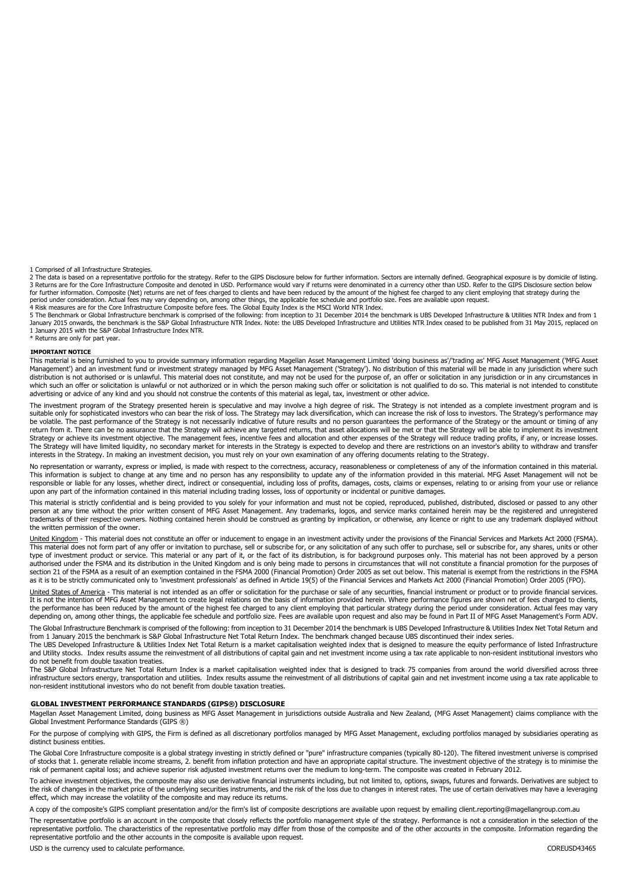1 Comprised of all Infrastructure Strategies.

2 The data is based on a representative portfolio for the strategy. Refer to the GIPS Disclosure below for further information. Sectors are internally defined. Geographical exposure is by domicile of listing.

3 Returns are for the Core Infrastructure Composite and denoted in USD. Performance would vary if returns were denominated in a currency other than USD. Refer to the GIPS Disclosure section below for further information. Composite (Net) returns are net of fees charged to clients and have been reduced by the amount of the highest fee charged to any client employing that strategy during the period under consideration. Actual fees may vary depending on, among other things, the applicable fee schedule and portfolio size. Fees are available upon request.

4 Risk measures are for the Core Infrastructure Composite before fees. The Global Equity Index is the MSCI World NTR Index.

5 The Benchmark or Global Infrastructure benchmark is comprised of the following: from inception to 31 December 2014 the benchmark is UBS Developed Infrastructure & Utilities NTR Index and from 1 January 2015 onwards, the benchmark is the S&P Global Infrastructure NTR Index. Note: the UBS Developed Infrastructure and Utilities NTR Index ceased to be published from 31 May 2015, replaced on 1 January 2015 with the S&P Global Infrastructure Index NTR.

* Returns are only for part year.

### IMPORTANT NOTICE

This material is being furnished to you to provide summary information regarding Magellan Asset Management Limited 'doing business as'/'trading as' MFG Asset Management ('MFG Asset Management') and an investment fund or investment strategy managed by MFG Asset Management ('Strategy'). No distribution of this material will be made in any jurisdiction where such distribution is not authorised or is unlawful. This material does not constitute, and may not be used for the purpose of, an offer or solicitation in any jurisdiction or in any circumstances in which such an offer or solicitation is unlawful or not authorized or in which the person making such offer or solicitation is not qualified to do so. This material is not intended to constitute advertising or advice of any kind and you should not construe the contents of this material as legal, tax, investment or other advice.

The investment program of the Strategy presented herein is speculative and may involve a high degree of risk. The Strategy is not intended as a complete investment program and is suitable only for sophisticated investors who can bear the risk of loss. The Strategy may lack diversification, which can increase the risk of loss to investors. The Strategy's performance may be volatile. The past performance of the Strategy is not necessarily indicative of future results and no person guarantees the performance of the Strategy or the amount or timing of any return from it. There can be no assurance that the Strategy will achieve any targeted returns, that asset allocations will be met or that the Strategy will be able to implement its investment Strategy or achieve its investment objective. The management fees, incentive fees and allocation and other expenses of the Strategy will reduce trading profits, if any, or increase losses. The Strategy will have limited liquidity, no secondary market for interests in the Strategy is expected to develop and there are restrictions on an investor's ability to withdraw and transfer interests in the Strategy. In making an investment decision, you must rely on your own examination of any offering documents relating to the Strategy.

No representation or warranty, express or implied, is made with respect to the correctness, accuracy, reasonableness or completeness of any of the information contained in this material. This information is subject to change at any time and no person has any responsibility to update any of the information provided in this material. MFG Asset Management will not be responsible or liable for any losses, whether direct, indirect or consequential, including loss of profits, damages, costs, claims or expenses, relating to or arising from your use or reliance upon any part of the information contained in this material including trading losses, loss of opportunity or incidental or punitive damages.

This material is strictly confidential and is being provided to you solely for your information and must not be copied, reproduced, published, distributed, disclosed or passed to any other person at any time without the prior written consent of MFG Asset Management. Any trademarks, logos, and service marks contained herein may be the registered and unregistered trademarks of their respective owners. Nothing contained herein should be construed as granting by implication, or otherwise, any licence or right to use any trademark displayed without the written permission of the owner.

United Kingdom - This material does not constitute an offer or inducement to engage in an investment activity under the provisions of the Financial Services and Markets Act 2000 (FSMA). This material does not form part of any offer or invitation to purchase, sell or subscribe for, or any solicitation of any such offer to purchase, sell or subscribe for, any shares, units or other type of investment product or service. This material or any part of it, or the fact of its distribution, is for background purposes only. This material has not been approved by a person authorised under the FSMA and its distribution in the United Kingdom and is only being made to persons in circumstances that will not constitute a financial promotion for the purposes of section 21 of the FSMA as a result of an exemption contained in the FSMA 2000 (Financial Promotion) Order 2005 as set out below. This material is exempt from the restrictions in the FSMA as it is to be strictly communicated only to 'investment professionals' as defined in Article 19(5) of the Financial Services and Markets Act 2000 (Financial Promotion) Order 2005 (FPO).

United States of America - This material is not intended as an offer or solicitation for the purchase or sale of any securities, financial instrument or product or to provide financial services. It is not the intention of MFG Asset Management to create legal relations on the basis of information provided herein. Where performance figures are shown net of fees charged to clients, the performance has been reduced by the amount of the highest fee charged to any client employing that particular strategy during the period under consideration. Actual fees may vary depending on, among other things, the applicable fee schedule and portfolio size. Fees are available upon request and also may be found in Part II of MFG Asset Management's Form ADV.

The Global Infrastructure Benchmark is comprised of the following: from inception to 31 December 2014 the benchmark is UBS Developed Infrastructure & Utilities Index Net Total Return and from 1 January 2015 the benchmark is S&P Global Infrastructure Net Total Return Index. The benchmark changed because UBS discontinued their index series.

The UBS Developed Infrastructure & Utilities Index Net Total Return is a market capitalisation weighted index that is designed to measure the equity performance of listed Infrastructure and Utility stocks. Index results assume the reinvestment of all distributions of capital gain and net investment income using a tax rate applicable to non-resident institutional investors who do not benefit from double taxation treaties.

The S&P Global Infrastructure Net Total Return Index is a market capitalisation weighted index that is designed to track 75 companies from around the world diversified across three infrastructure sectors energy, transportation and utilities. Index results assume the reinvestment of all distributions of capital gain and net investment income using a tax rate applicable to non-resident institutional investors who do not benefit from double taxation treaties.

### GLOBAL INVESTMENT PERFORMANCE STANDARDS (GIPS®) DISCLOSURE

Magellan Asset Management Limited, doing business as MFG Asset Management in jurisdictions outside Australia and New Zealand, (MFG Asset Management) claims compliance with the Global Investment Performance Standards (GIPS ®)

For the purpose of complying with GIPS, the Firm is defined as all discretionary portfolios managed by MFG Asset Management, excluding portfolios managed by subsidiaries operating as distinct business entities.

The Global Core Infrastructure composite is a global strategy investing in strictly defined or "pure" infrastructure companies (typically 80-120). The filtered investment universe is comprised of stocks that 1. generate reliable income streams, 2. benefit from inflation protection and have an appropriate capital structure. The investment objective of the strategy is to minimise the risk of permanent capital loss; and achieve superior risk adjusted investment returns over the medium to long-term. The composite was created in February 2012.

To achieve investment objectives, the composite may also use derivative financial instruments including, but not limited to, options, swaps, futures and forwards. Derivatives are subject to the risk of changes in the market price of the underlying securities instruments, and the risk of the loss due to changes in interest rates. The use of certain derivatives may have a leveraging effect, which may increase the volatility of the composite and may reduce its returns.

A copy of the composite's GIPS compliant presentation and/or the firm's list of composite descriptions are available upon request by emailing client.reporting@magellangroup.com.au

The representative portfolio is an account in the composite that closely reflects the portfolio management style of the strategy. Performance is not a consideration in the selection of the representative portfolio. The characteristics of the representative portfolio may differ from those of the composite and of the other accounts in the composite. Information regarding the representative portfolio and the other accounts in the composite is available upon request.

USD is the currency used to calculate performance.

COREUSD43465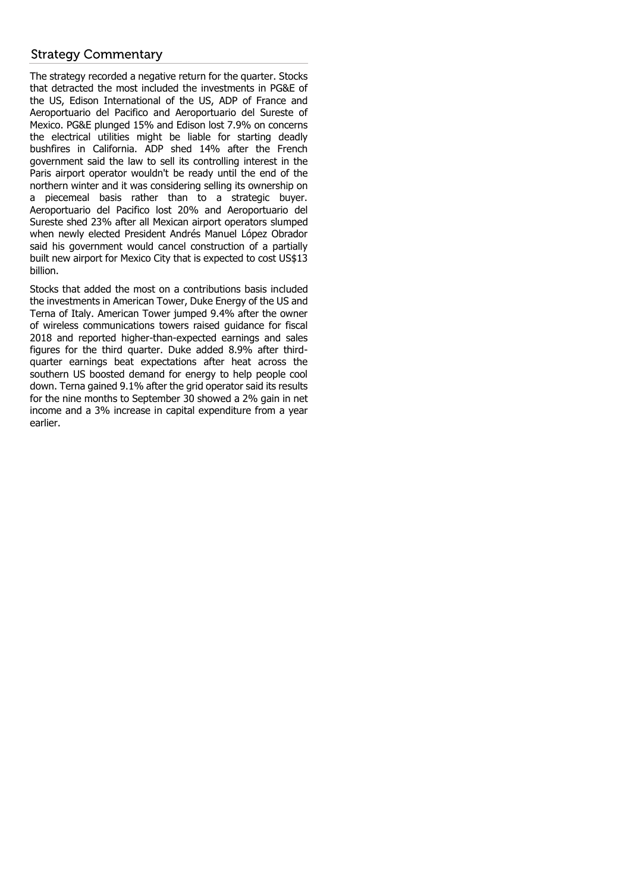## Strategy Commentary

The strategy recorded a negative return for the quarter. Stocks that detracted the most included the investments in PG&E of the US, Edison International of the US, ADP of France and Aeroportuario del Pacifico and Aeroportuario del Sureste of Mexico. PG&E plunged 15% and Edison lost 7.9% on concerns the electrical utilities might be liable for starting deadly bushfires in California. ADP shed 14% after the French government said the law to sell its controlling interest in the Paris airport operator wouldn't be ready until the end of the northern winter and it was considering selling its ownership on a piecemeal basis rather than to a strategic buyer. Aeroportuario del Pacifico lost 20% and Aeroportuario del Sureste shed 23% after all Mexican airport operators slumped when newly elected President Andrés Manuel López Obrador said his government would cancel construction of a partially built new airport for Mexico City that is expected to cost US$13 billion.

Stocks that added the most on a contributions basis included the investments in American Tower, Duke Energy of the US and Terna of Italy. American Tower jumped 9.4% after the owner of wireless communications towers raised guidance for fiscal 2018 and reported higher-than-expected earnings and sales figures for the third quarter. Duke added 8.9% after third-quarter earnings beat expectations after heat across the southern US boosted demand for energy to help people cool down. Terna gained 9.1% after the grid operator said its results for the nine months to September 30 showed a 2% gain in net income and a 3% increase in capital expenditure from a year earlier.